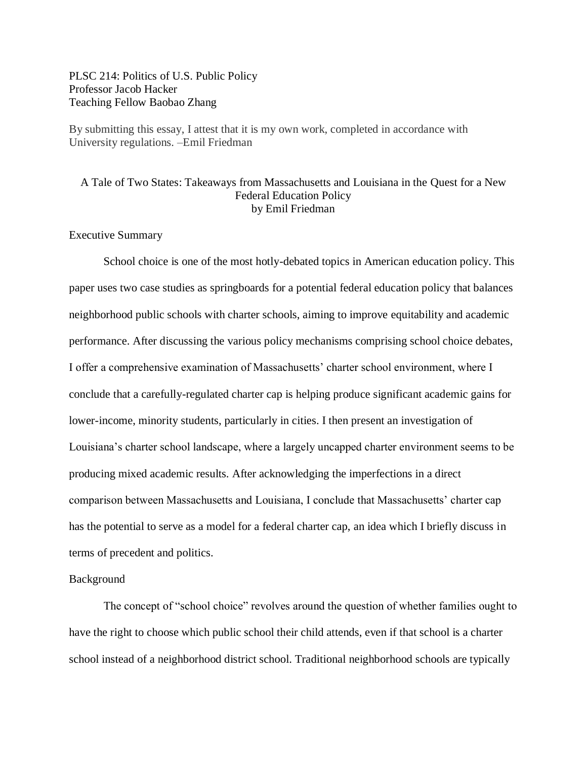PLSC 214: Politics of U.S. Public Policy
Professor Jacob Hacker
Teaching Fellow Baobao Zhang

By submitting this essay, I attest that it is my own work, completed in accordance with University regulations. –Emil Friedman

# A Tale of Two States: Takeaways from Massachusetts and Louisiana in the Quest for a New Federal Education Policy

by Emil Friedman

## Executive Summary

School choice is one of the most hotly-debated topics in American education policy. This paper uses two case studies as springboards for a potential federal education policy that balances neighborhood public schools with charter schools, aiming to improve equitability and academic performance. After discussing the various policy mechanisms comprising school choice debates, I offer a comprehensive examination of Massachusetts' charter school environment, where I conclude that a carefully-regulated charter cap is helping produce significant academic gains for lower-income, minority students, particularly in cities. I then present an investigation of Louisiana's charter school landscape, where a largely uncapped charter environment seems to be producing mixed academic results. After acknowledging the imperfections in a direct comparison between Massachusetts and Louisiana, I conclude that Massachusetts' charter cap has the potential to serve as a model for a federal charter cap, an idea which I briefly discuss in terms of precedent and politics.

## Background

The concept of "school choice" revolves around the question of whether families ought to have the right to choose which public school their child attends, even if that school is a charter school instead of a neighborhood district school. Traditional neighborhood schools are typically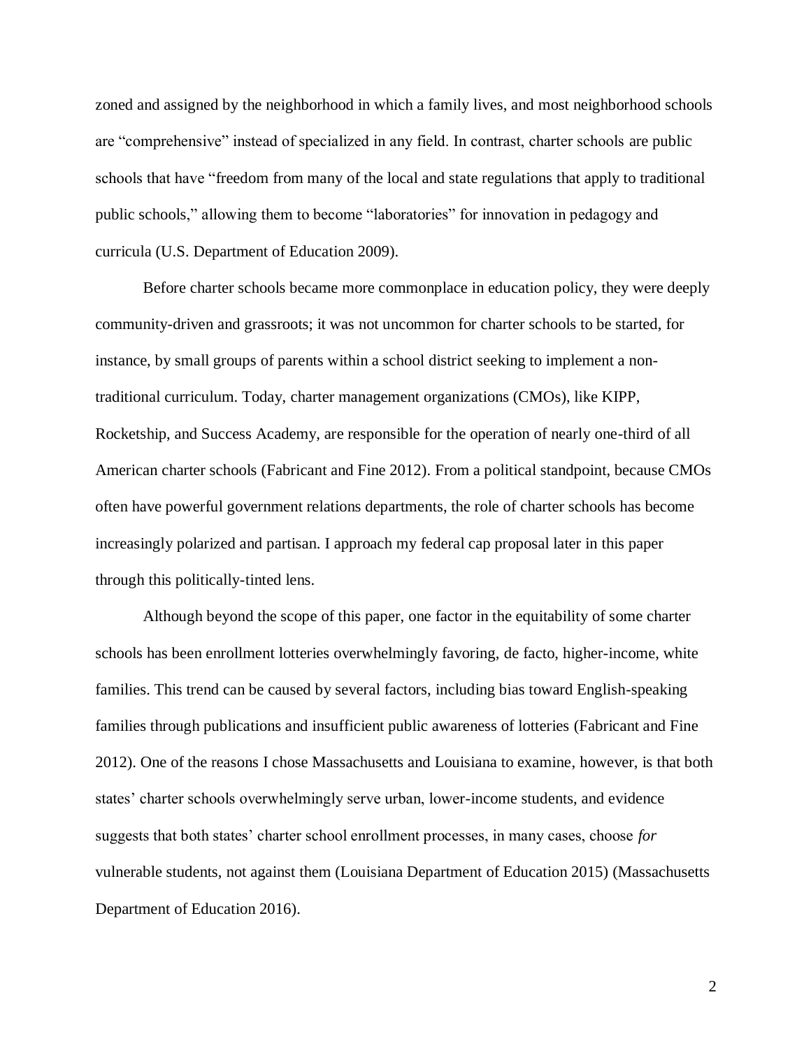zoned and assigned by the neighborhood in which a family lives, and most neighborhood schools are "comprehensive" instead of specialized in any field. In contrast, charter schools are public schools that have "freedom from many of the local and state regulations that apply to traditional public schools," allowing them to become "laboratories" for innovation in pedagogy and curricula (U.S. Department of Education 2009).

Before charter schools became more commonplace in education policy, they were deeply community-driven and grassroots; it was not uncommon for charter schools to be started, for instance, by small groups of parents within a school district seeking to implement a non-traditional curriculum. Today, charter management organizations (CMOs), like KIPP, Rocketship, and Success Academy, are responsible for the operation of nearly one-third of all American charter schools (Fabricant and Fine 2012). From a political standpoint, because CMOs often have powerful government relations departments, the role of charter schools has become increasingly polarized and partisan. I approach my federal cap proposal later in this paper through this politically-tinted lens.

Although beyond the scope of this paper, one factor in the equitability of some charter schools has been enrollment lotteries overwhelmingly favoring, de facto, higher-income, white families. This trend can be caused by several factors, including bias toward English-speaking families through publications and insufficient public awareness of lotteries (Fabricant and Fine 2012). One of the reasons I chose Massachusetts and Louisiana to examine, however, is that both states' charter schools overwhelmingly serve urban, lower-income students, and evidence suggests that both states' charter school enrollment processes, in many cases, choose *for* vulnerable students, not against them (Louisiana Department of Education 2015) (Massachusetts Department of Education 2016).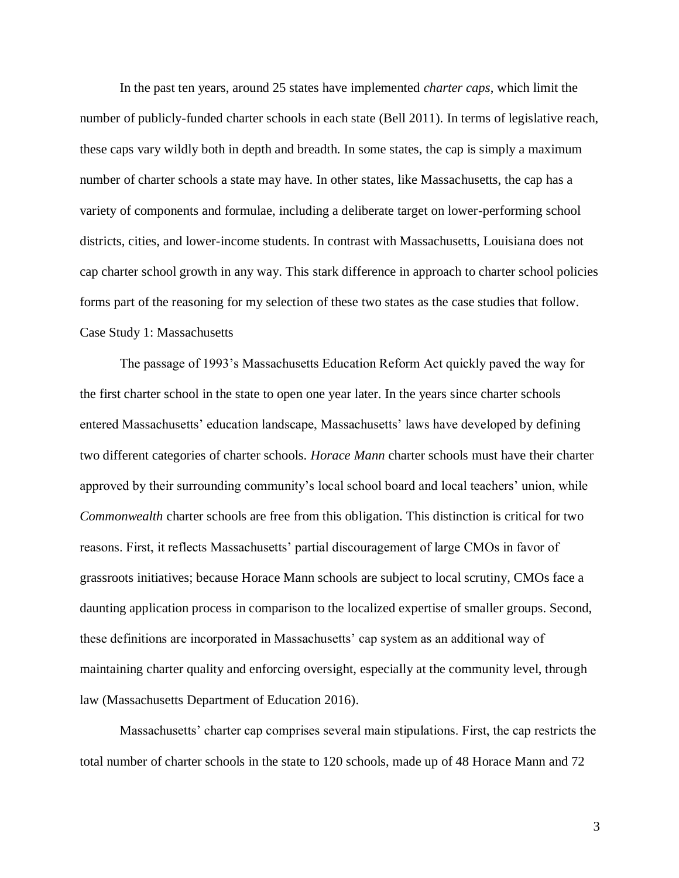In the past ten years, around 25 states have implemented *charter caps,* which limit the number of publicly-funded charter schools in each state (Bell 2011). In terms of legislative reach, these caps vary wildly both in depth and breadth. In some states, the cap is simply a maximum number of charter schools a state may have. In other states, like Massachusetts, the cap has a variety of components and formulae, including a deliberate target on lower-performing school districts, cities, and lower-income students. In contrast with Massachusetts, Louisiana does not cap charter school growth in any way. This stark difference in approach to charter school policies forms part of the reasoning for my selection of these two states as the case studies that follow.

## Case Study 1: Massachusetts

The passage of 1993's Massachusetts Education Reform Act quickly paved the way for the first charter school in the state to open one year later. In the years since charter schools entered Massachusetts' education landscape, Massachusetts' laws have developed by defining two different categories of charter schools. *Horace Mann* charter schools must have their charter approved by their surrounding community's local school board and local teachers' union, while *Commonwealth* charter schools are free from this obligation. This distinction is critical for two reasons. First, it reflects Massachusetts' partial discouragement of large CMOs in favor of grassroots initiatives; because Horace Mann schools are subject to local scrutiny, CMOs face a daunting application process in comparison to the localized expertise of smaller groups. Second, these definitions are incorporated in Massachusetts' cap system as an additional way of maintaining charter quality and enforcing oversight, especially at the community level, through law (Massachusetts Department of Education 2016).

Massachusetts' charter cap comprises several main stipulations. First, the cap restricts the total number of charter schools in the state to 120 schools, made up of 48 Horace Mann and 72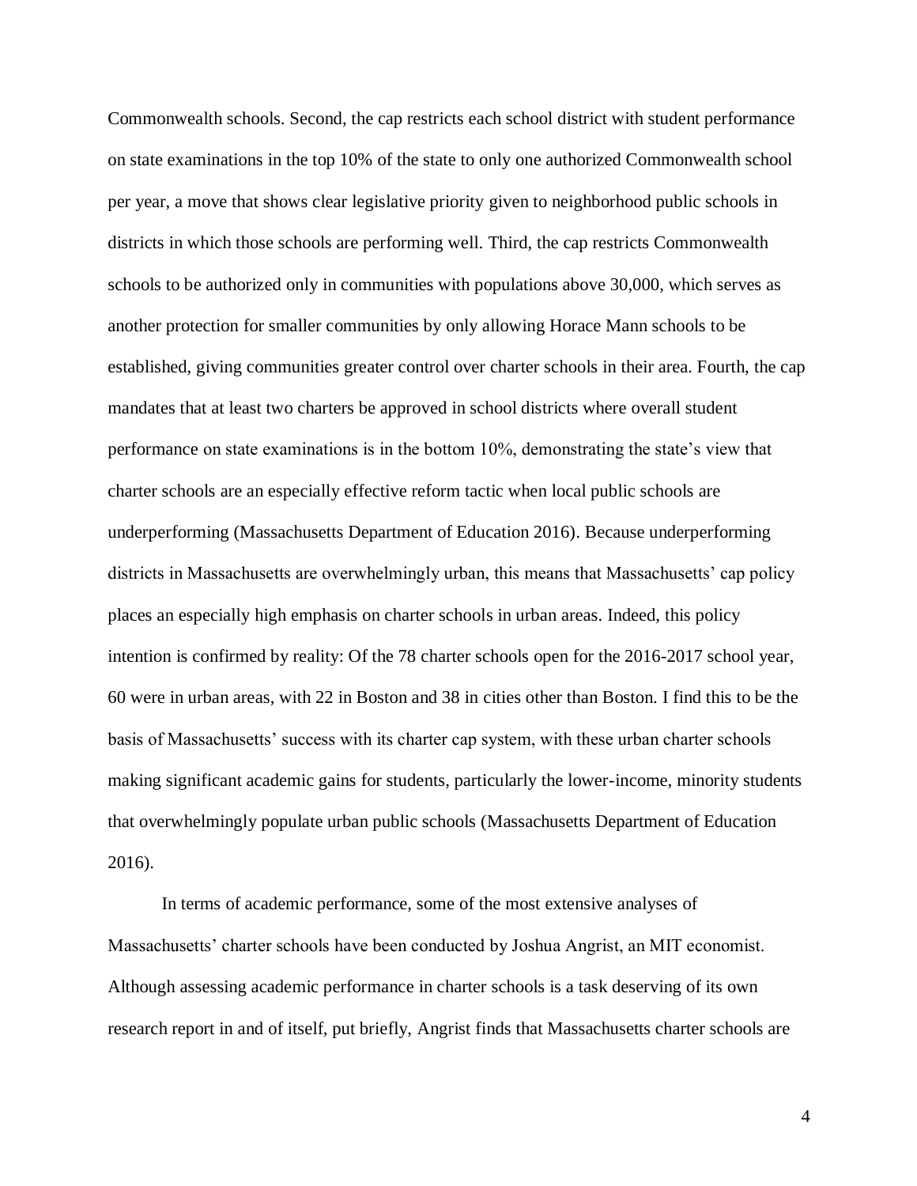Commonwealth schools. Second, the cap restricts each school district with student performance on state examinations in the top 10% of the state to only one authorized Commonwealth school per year, a move that shows clear legislative priority given to neighborhood public schools in districts in which those schools are performing well. Third, the cap restricts Commonwealth schools to be authorized only in communities with populations above 30,000, which serves as another protection for smaller communities by only allowing Horace Mann schools to be established, giving communities greater control over charter schools in their area. Fourth, the cap mandates that at least two charters be approved in school districts where overall student performance on state examinations is in the bottom 10%, demonstrating the state's view that charter schools are an especially effective reform tactic when local public schools are underperforming (Massachusetts Department of Education 2016). Because underperforming districts in Massachusetts are overwhelmingly urban, this means that Massachusetts' cap policy places an especially high emphasis on charter schools in urban areas. Indeed, this policy intention is confirmed by reality: Of the 78 charter schools open for the 2016-2017 school year, 60 were in urban areas, with 22 in Boston and 38 in cities other than Boston. I find this to be the basis of Massachusetts' success with its charter cap system, with these urban charter schools making significant academic gains for students, particularly the lower-income, minority students that overwhelmingly populate urban public schools (Massachusetts Department of Education 2016).

In terms of academic performance, some of the most extensive analyses of Massachusetts' charter schools have been conducted by Joshua Angrist, an MIT economist. Although assessing academic performance in charter schools is a task deserving of its own research report in and of itself, put briefly, Angrist finds that Massachusetts charter schools are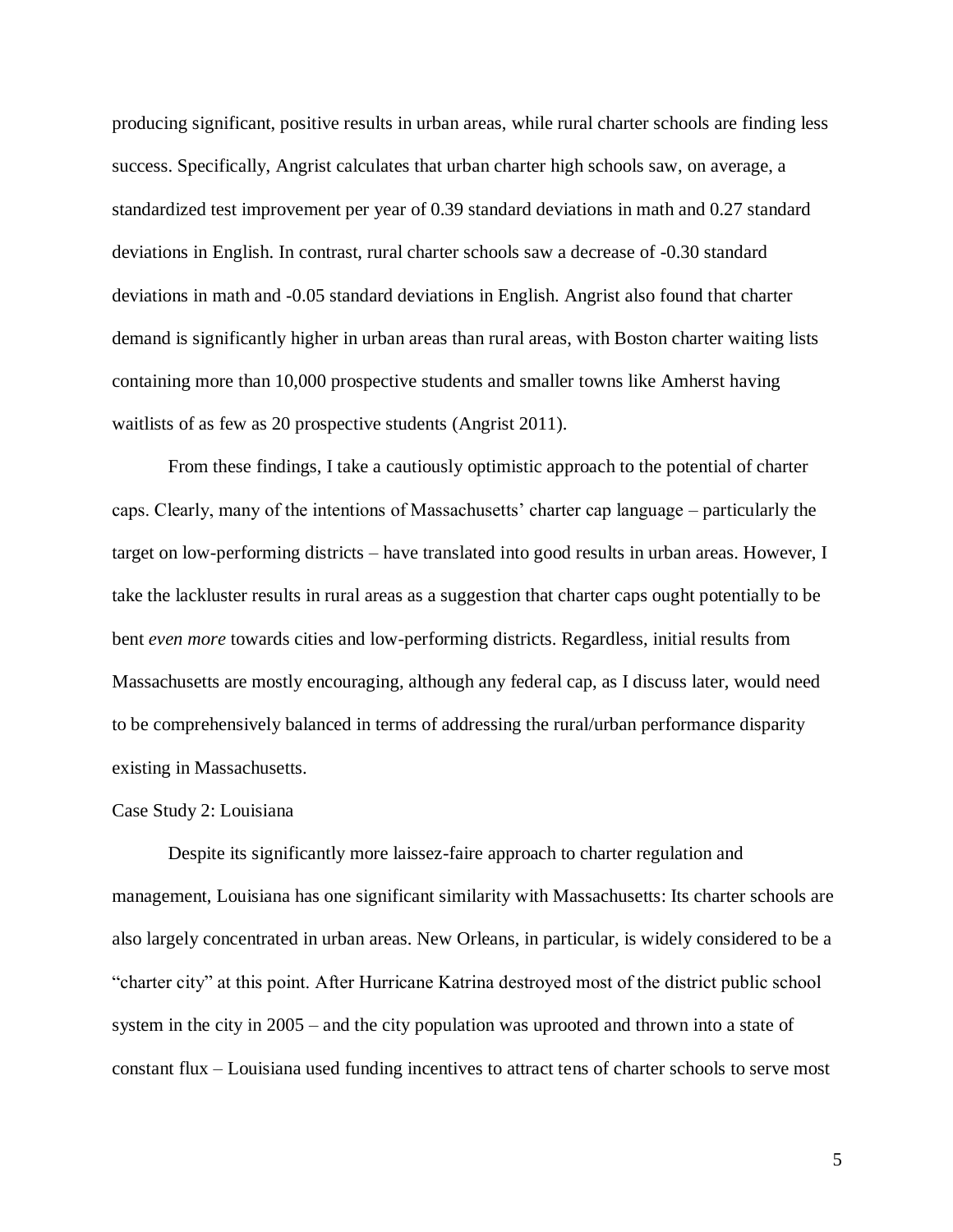producing significant, positive results in urban areas, while rural charter schools are finding less success. Specifically, Angrist calculates that urban charter high schools saw, on average, a standardized test improvement per year of 0.39 standard deviations in math and 0.27 standard deviations in English. In contrast, rural charter schools saw a decrease of -0.30 standard deviations in math and -0.05 standard deviations in English. Angrist also found that charter demand is significantly higher in urban areas than rural areas, with Boston charter waiting lists containing more than 10,000 prospective students and smaller towns like Amherst having waitlists of as few as 20 prospective students (Angrist 2011).

From these findings, I take a cautiously optimistic approach to the potential of charter caps. Clearly, many of the intentions of Massachusetts' charter cap language – particularly the target on low-performing districts – have translated into good results in urban areas. However, I take the lackluster results in rural areas as a suggestion that charter caps ought potentially to be bent *even more* towards cities and low-performing districts. Regardless, initial results from Massachusetts are mostly encouraging, although any federal cap, as I discuss later, would need to be comprehensively balanced in terms of addressing the rural/urban performance disparity existing in Massachusetts.

Case Study 2: Louisiana

Despite its significantly more laissez-faire approach to charter regulation and management, Louisiana has one significant similarity with Massachusetts: Its charter schools are also largely concentrated in urban areas. New Orleans, in particular, is widely considered to be a "charter city" at this point. After Hurricane Katrina destroyed most of the district public school system in the city in 2005 – and the city population was uprooted and thrown into a state of constant flux – Louisiana used funding incentives to attract tens of charter schools to serve most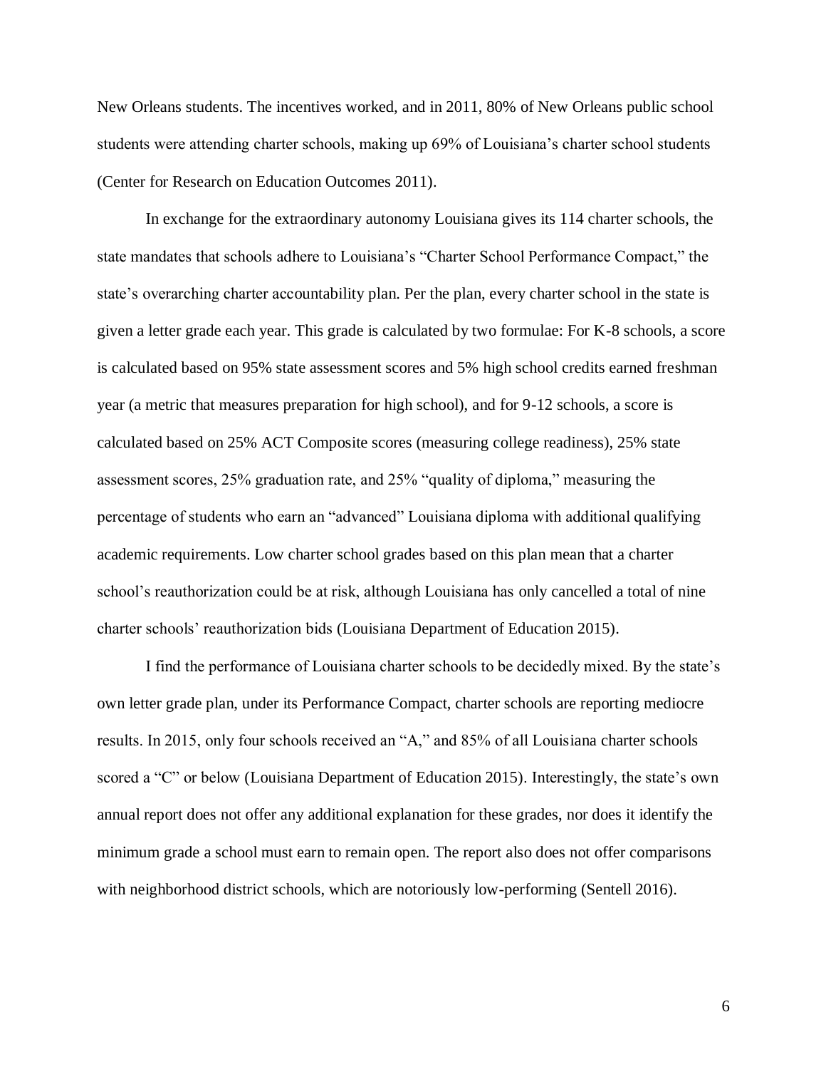New Orleans students. The incentives worked, and in 2011, 80% of New Orleans public school students were attending charter schools, making up 69% of Louisiana's charter school students (Center for Research on Education Outcomes 2011).

In exchange for the extraordinary autonomy Louisiana gives its 114 charter schools, the state mandates that schools adhere to Louisiana's "Charter School Performance Compact," the state's overarching charter accountability plan. Per the plan, every charter school in the state is given a letter grade each year. This grade is calculated by two formulae: For K-8 schools, a score is calculated based on 95% state assessment scores and 5% high school credits earned freshman year (a metric that measures preparation for high school), and for 9-12 schools, a score is calculated based on 25% ACT Composite scores (measuring college readiness), 25% state assessment scores, 25% graduation rate, and 25% "quality of diploma," measuring the percentage of students who earn an "advanced" Louisiana diploma with additional qualifying academic requirements. Low charter school grades based on this plan mean that a charter school's reauthorization could be at risk, although Louisiana has only cancelled a total of nine charter schools' reauthorization bids (Louisiana Department of Education 2015).

I find the performance of Louisiana charter schools to be decidedly mixed. By the state's own letter grade plan, under its Performance Compact, charter schools are reporting mediocre results. In 2015, only four schools received an "A," and 85% of all Louisiana charter schools scored a "C" or below (Louisiana Department of Education 2015). Interestingly, the state's own annual report does not offer any additional explanation for these grades, nor does it identify the minimum grade a school must earn to remain open. The report also does not offer comparisons with neighborhood district schools, which are notoriously low-performing (Sentell 2016).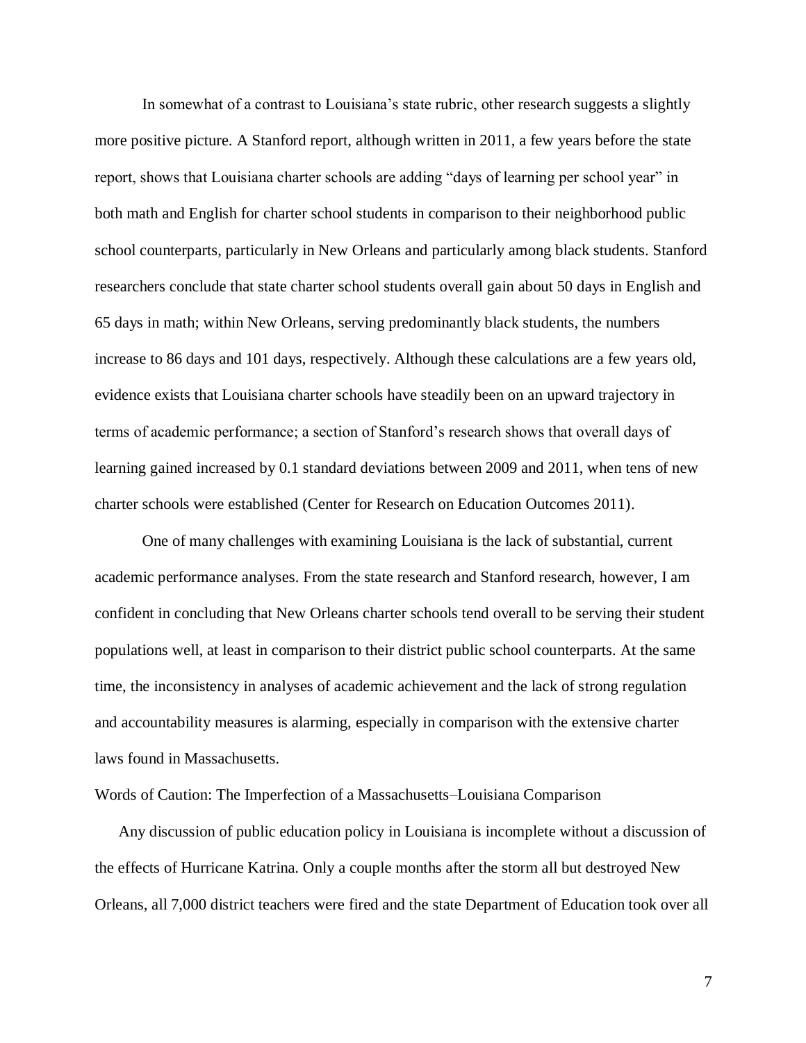In somewhat of a contrast to Louisiana's state rubric, other research suggests a slightly more positive picture. A Stanford report, although written in 2011, a few years before the state report, shows that Louisiana charter schools are adding "days of learning per school year" in both math and English for charter school students in comparison to their neighborhood public school counterparts, particularly in New Orleans and particularly among black students. Stanford researchers conclude that state charter school students overall gain about 50 days in English and 65 days in math; within New Orleans, serving predominantly black students, the numbers increase to 86 days and 101 days, respectively. Although these calculations are a few years old, evidence exists that Louisiana charter schools have steadily been on an upward trajectory in terms of academic performance; a section of Stanford's research shows that overall days of learning gained increased by 0.1 standard deviations between 2009 and 2011, when tens of new charter schools were established (Center for Research on Education Outcomes 2011).

One of many challenges with examining Louisiana is the lack of substantial, current academic performance analyses. From the state research and Stanford research, however, I am confident in concluding that New Orleans charter schools tend overall to be serving their student populations well, at least in comparison to their district public school counterparts. At the same time, the inconsistency in analyses of academic achievement and the lack of strong regulation and accountability measures is alarming, especially in comparison with the extensive charter laws found in Massachusetts.

## Words of Caution: The Imperfection of a Massachusetts–Louisiana Comparison

Any discussion of public education policy in Louisiana is incomplete without a discussion of the effects of Hurricane Katrina. Only a couple months after the storm all but destroyed New Orleans, all 7,000 district teachers were fired and the state Department of Education took over all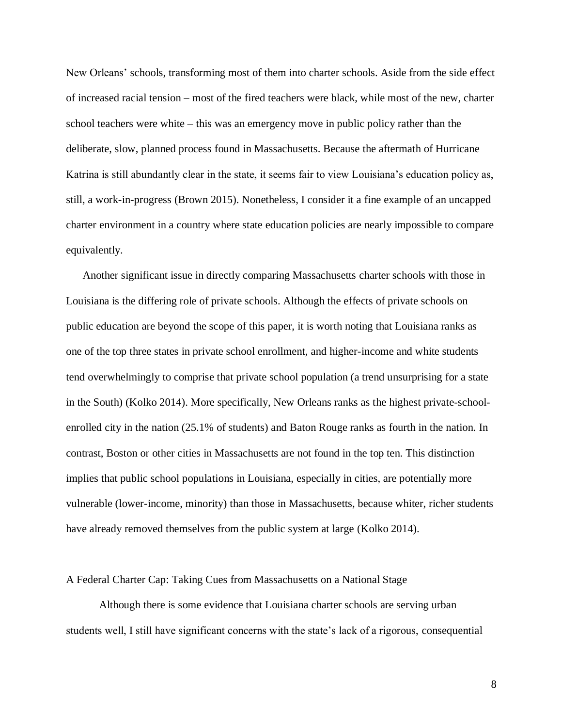New Orleans' schools, transforming most of them into charter schools. Aside from the side effect of increased racial tension – most of the fired teachers were black, while most of the new, charter school teachers were white – this was an emergency move in public policy rather than the deliberate, slow, planned process found in Massachusetts. Because the aftermath of Hurricane Katrina is still abundantly clear in the state, it seems fair to view Louisiana's education policy as, still, a work-in-progress (Brown 2015). Nonetheless, I consider it a fine example of an uncapped charter environment in a country where state education policies are nearly impossible to compare equivalently.

Another significant issue in directly comparing Massachusetts charter schools with those in Louisiana is the differing role of private schools. Although the effects of private schools on public education are beyond the scope of this paper, it is worth noting that Louisiana ranks as one of the top three states in private school enrollment, and higher-income and white students tend overwhelmingly to comprise that private school population (a trend unsurprising for a state in the South) (Kolko 2014). More specifically, New Orleans ranks as the highest private-school-enrolled city in the nation (25.1% of students) and Baton Rouge ranks as fourth in the nation. In contrast, Boston or other cities in Massachusetts are not found in the top ten. This distinction implies that public school populations in Louisiana, especially in cities, are potentially more vulnerable (lower-income, minority) than those in Massachusetts, because whiter, richer students have already removed themselves from the public system at large (Kolko 2014).

## A Federal Charter Cap: Taking Cues from Massachusetts on a National Stage

Although there is some evidence that Louisiana charter schools are serving urban students well, I still have significant concerns with the state's lack of a rigorous, consequential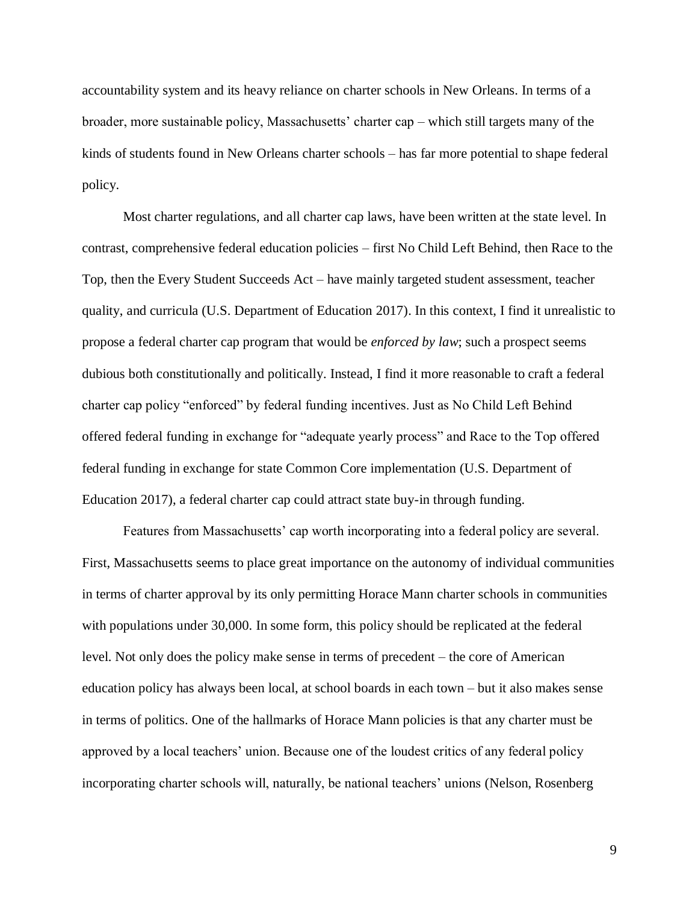accountability system and its heavy reliance on charter schools in New Orleans. In terms of a broader, more sustainable policy, Massachusetts' charter cap – which still targets many of the kinds of students found in New Orleans charter schools – has far more potential to shape federal policy.

Most charter regulations, and all charter cap laws, have been written at the state level. In contrast, comprehensive federal education policies – first No Child Left Behind, then Race to the Top, then the Every Student Succeeds Act – have mainly targeted student assessment, teacher quality, and curricula (U.S. Department of Education 2017). In this context, I find it unrealistic to propose a federal charter cap program that would be *enforced by law*; such a prospect seems dubious both constitutionally and politically. Instead, I find it more reasonable to craft a federal charter cap policy "enforced" by federal funding incentives. Just as No Child Left Behind offered federal funding in exchange for "adequate yearly process" and Race to the Top offered federal funding in exchange for state Common Core implementation (U.S. Department of Education 2017), a federal charter cap could attract state buy-in through funding.

Features from Massachusetts' cap worth incorporating into a federal policy are several. First, Massachusetts seems to place great importance on the autonomy of individual communities in terms of charter approval by its only permitting Horace Mann charter schools in communities with populations under 30,000. In some form, this policy should be replicated at the federal level. Not only does the policy make sense in terms of precedent – the core of American education policy has always been local, at school boards in each town – but it also makes sense in terms of politics. One of the hallmarks of Horace Mann policies is that any charter must be approved by a local teachers' union. Because one of the loudest critics of any federal policy incorporating charter schools will, naturally, be national teachers' unions (Nelson, Rosenberg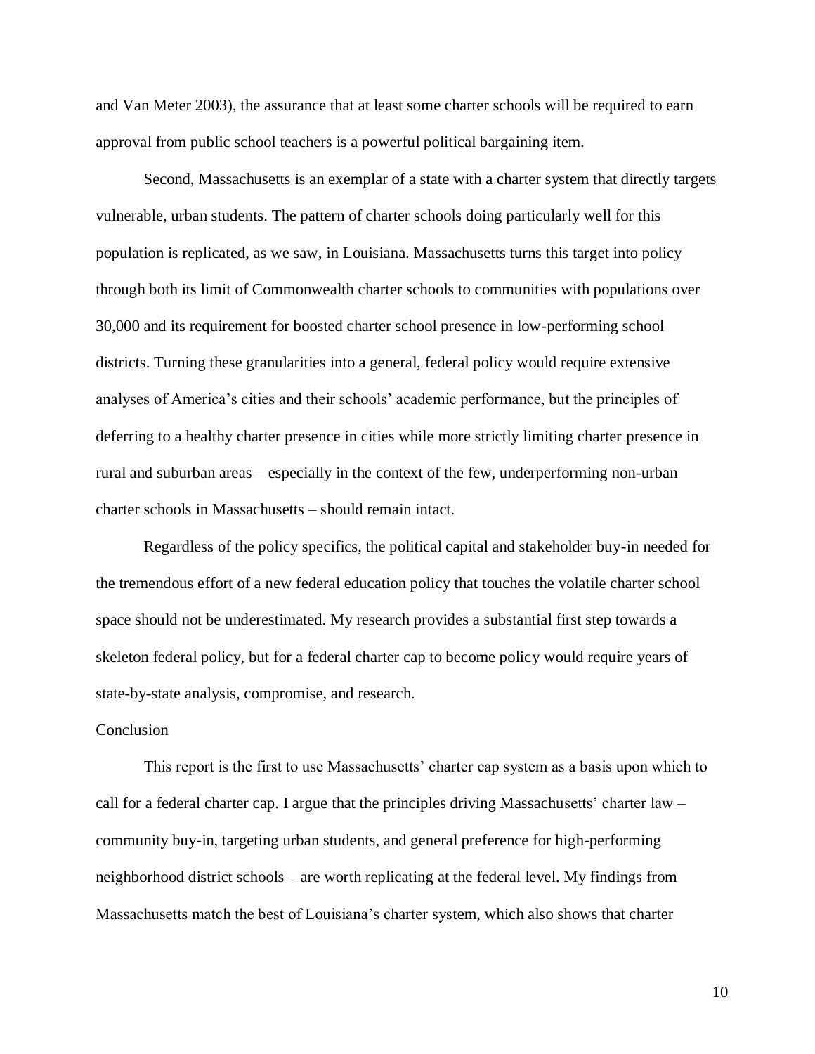and Van Meter 2003), the assurance that at least some charter schools will be required to earn approval from public school teachers is a powerful political bargaining item.

Second, Massachusetts is an exemplar of a state with a charter system that directly targets vulnerable, urban students. The pattern of charter schools doing particularly well for this population is replicated, as we saw, in Louisiana. Massachusetts turns this target into policy through both its limit of Commonwealth charter schools to communities with populations over 30,000 and its requirement for boosted charter school presence in low-performing school districts. Turning these granularities into a general, federal policy would require extensive analyses of America's cities and their schools' academic performance, but the principles of deferring to a healthy charter presence in cities while more strictly limiting charter presence in rural and suburban areas – especially in the context of the few, underperforming non-urban charter schools in Massachusetts – should remain intact.

Regardless of the policy specifics, the political capital and stakeholder buy-in needed for the tremendous effort of a new federal education policy that touches the volatile charter school space should not be underestimated. My research provides a substantial first step towards a skeleton federal policy, but for a federal charter cap to become policy would require years of state-by-state analysis, compromise, and research.

## Conclusion

This report is the first to use Massachusetts' charter cap system as a basis upon which to call for a federal charter cap. I argue that the principles driving Massachusetts' charter law – community buy-in, targeting urban students, and general preference for high-performing neighborhood district schools – are worth replicating at the federal level. My findings from Massachusetts match the best of Louisiana's charter system, which also shows that charter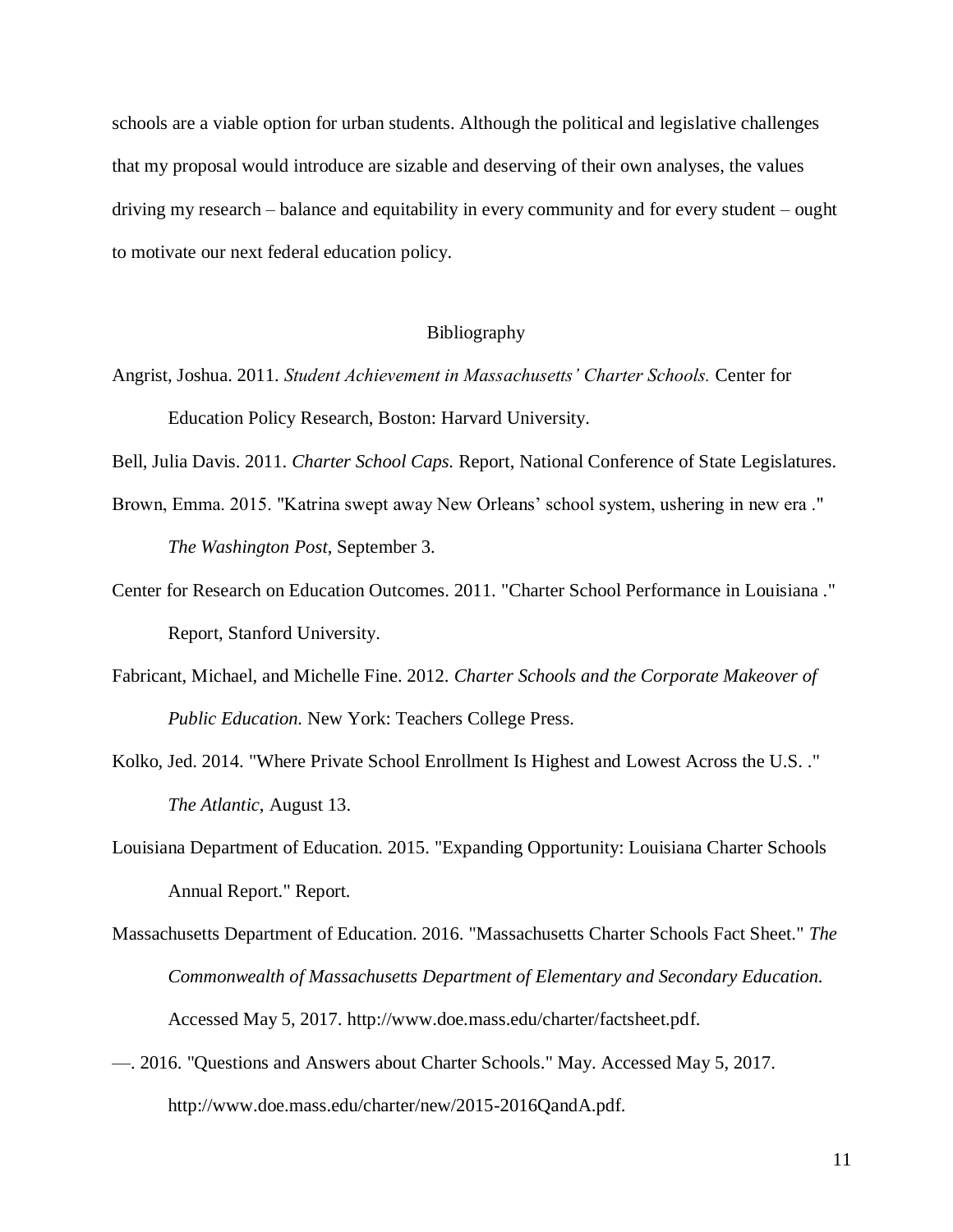schools are a viable option for urban students. Although the political and legislative challenges that my proposal would introduce are sizable and deserving of their own analyses, the values driving my research – balance and equitability in every community and for every student – ought to motivate our next federal education policy.

## Bibliography

Angrist, Joshua. 2011. *Student Achievement in Massachusetts' Charter Schools.* Center for Education Policy Research, Boston: Harvard University.

Bell, Julia Davis. 2011. *Charter School Caps.* Report, National Conference of State Legislatures.

Brown, Emma. 2015. "Katrina swept away New Orleans' school system, ushering in new era ." *The Washington Post*, September 3.

Center for Research on Education Outcomes. 2011. "Charter School Performance in Louisiana ." Report, Stanford University.

Fabricant, Michael, and Michelle Fine. 2012. *Charter Schools and the Corporate Makeover of Public Education.* New York: Teachers College Press.

Kolko, Jed. 2014. "Where Private School Enrollment Is Highest and Lowest Across the U.S. ." *The Atlantic*, August 13.

Louisiana Department of Education. 2015. "Expanding Opportunity: Louisiana Charter Schools Annual Report." Report.

Massachusetts Department of Education. 2016. "Massachusetts Charter Schools Fact Sheet." *The Commonwealth of Massachusetts Department of Elementary and Secondary Education.* Accessed May 5, 2017. http://www.doe.mass.edu/charter/factsheet.pdf.

—. 2016. "Questions and Answers about Charter Schools." May. Accessed May 5, 2017. http://www.doe.mass.edu/charter/new/2015-2016QandA.pdf.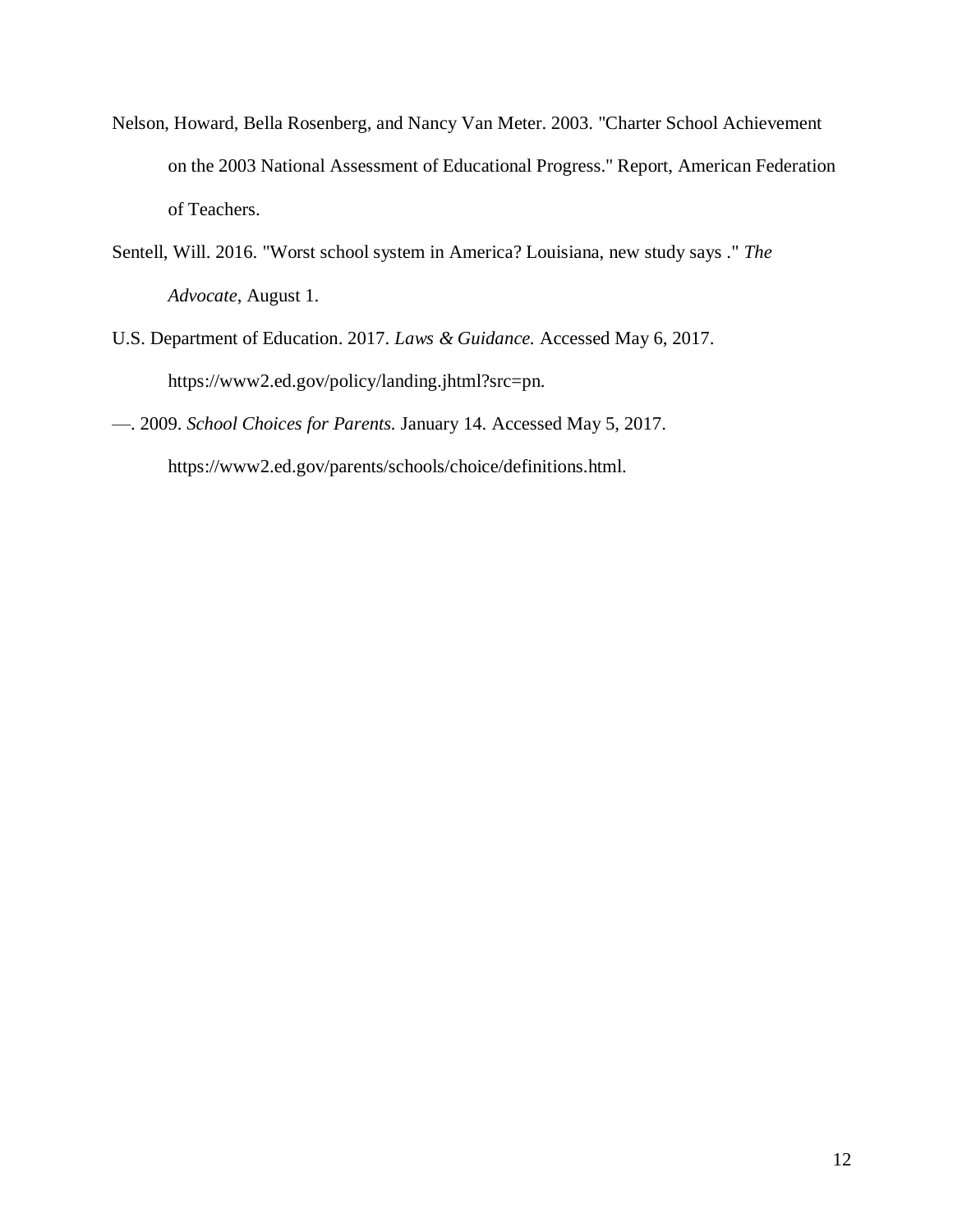Nelson, Howard, Bella Rosenberg, and Nancy Van Meter. 2003. "Charter School Achievement on the 2003 National Assessment of Educational Progress." Report, American Federation of Teachers.

Sentell, Will. 2016. "Worst school system in America? Louisiana, new study says ." *The Advocate*, August 1.

U.S. Department of Education. 2017. *Laws & Guidance.* Accessed May 6, 2017. https://www2.ed.gov/policy/landing.jhtml?src=pn.

—. 2009. *School Choices for Parents.* January 14. Accessed May 5, 2017. https://www2.ed.gov/parents/schools/choice/definitions.html.